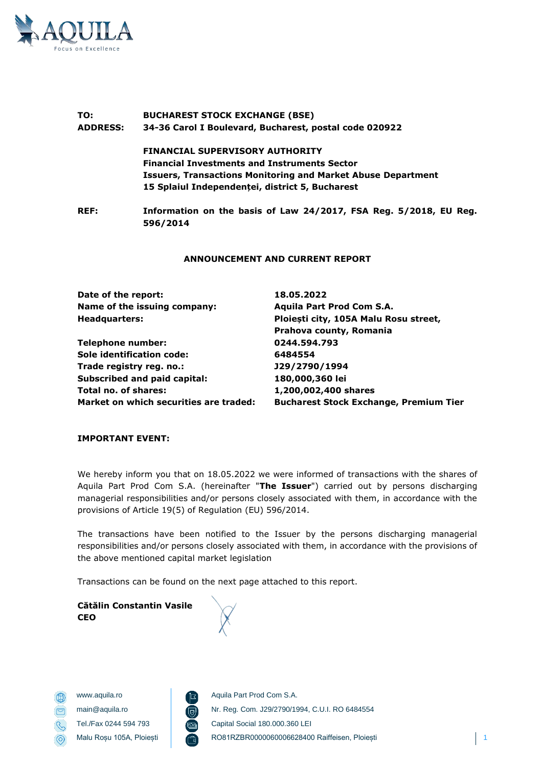| | |
|---|---|
| **TO:** | **BUCHAREST STOCK EXCHANGE (BSE)** |
| **ADDRESS:** | **34-36 Carol I Boulevard, Bucharest, postal code 020922** |
| | **FINANCIAL SUPERVISORY AUTHORITY**<br>**Financial Investments and Instruments Sector**<br>**Issuers, Transactions Monitoring and Market Abuse Department**<br>**15 Splaiul Independenței, district 5, Bucharest** |
| **REF:** | **Information on the basis of Law 24/2017, FSA Reg. 5/2018, EU Reg. 596/2014** |

## ANNOUNCEMENT AND CURRENT REPORT

| | |
|---|---|
| **Date of the report:** | **18.05.2022** |
| **Name of the issuing company:** | **Aquila Part Prod Com S.A.** |
| **Headquarters:** | **Ploiești city, 105A Malu Rosu street, Prahova county, Romania** |
| **Telephone number:** | **0244.594.793** |
| **Sole identification code:** | **6484554** |
| **Trade registry reg. no.:** | **J29/2790/1994** |
| **Subscribed and paid capital:** | **180,000,360 lei** |
| **Total no. of shares:** | **1,200,002,400 shares** |
| **Market on which securities are traded:** | **Bucharest Stock Exchange, Premium Tier** |

**IMPORTANT EVENT:**

We hereby inform you that on 18.05.2022 we were informed of transactions with the shares of Aquila Part Prod Com S.A. (hereinafter "**The Issuer**") carried out by persons discharging managerial responsibilities and/or persons closely associated with them, in accordance with the provisions of Article 19(5) of Regulation (EU) 596/2014.

The transactions have been notified to the Issuer by the persons discharging managerial responsibilities and/or persons closely associated with them, in accordance with the provisions of the above mentioned capital market legislation

Transactions can be found on the next page attached to this report.

**Cătălin Constantin Vasile**
**CEO**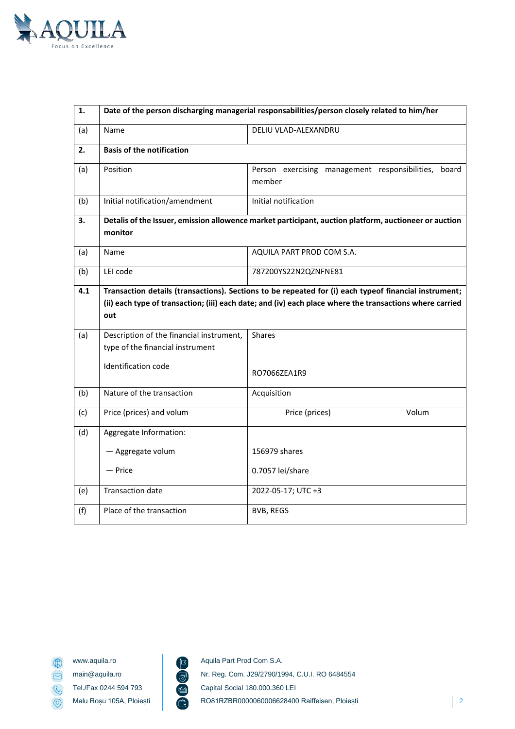| | | | |
|---|---|---|---|
| **1.** | **Date of the person discharging managerial responsabilities/person closely related to him/her** | | |
| (a) | Name | DELIU VLAD-ALEXANDRU | |
| **2.** | **Basis of the notification** | | |
| (a) | Position | Person exercising management responsibilities, board member | |
| (b) | Initial notification/amendment | Initial notification | |
| **3.** | **Detalis of the Issuer, emission allowence market participant, auction platform, auctioneer or auction monitor** | | |
| (a) | Name | AQUILA PART PROD COM S.A. | |
| (b) | LEI code | 787200YS22N2QZNFNE81 | |
| **4.1** | **Transaction details (transactions). Sections to be repeated for (i) each typeof financial instrument; (ii) each type of transaction; (iii) each date; and (iv) each place where the transactions where carried out** | | |
| (a) | Description of the financial instrument, type of the financial instrument<br><br>Identification code | Shares<br><br>RO7066ZEA1R9 | |
| (b) | Nature of the transaction | Acquisition | |
| (c) | Price (prices) and volum | Price (prices) | Volum |
| (d) | Aggregate Information:<br>— Aggregate volum<br>— Price | <br>156979 shares<br>0.7057 lei/share | |
| (e) | Transaction date | 2022-05-17; UTC +3 | |
| (f) | Place of the transaction | BVB, REGS | |